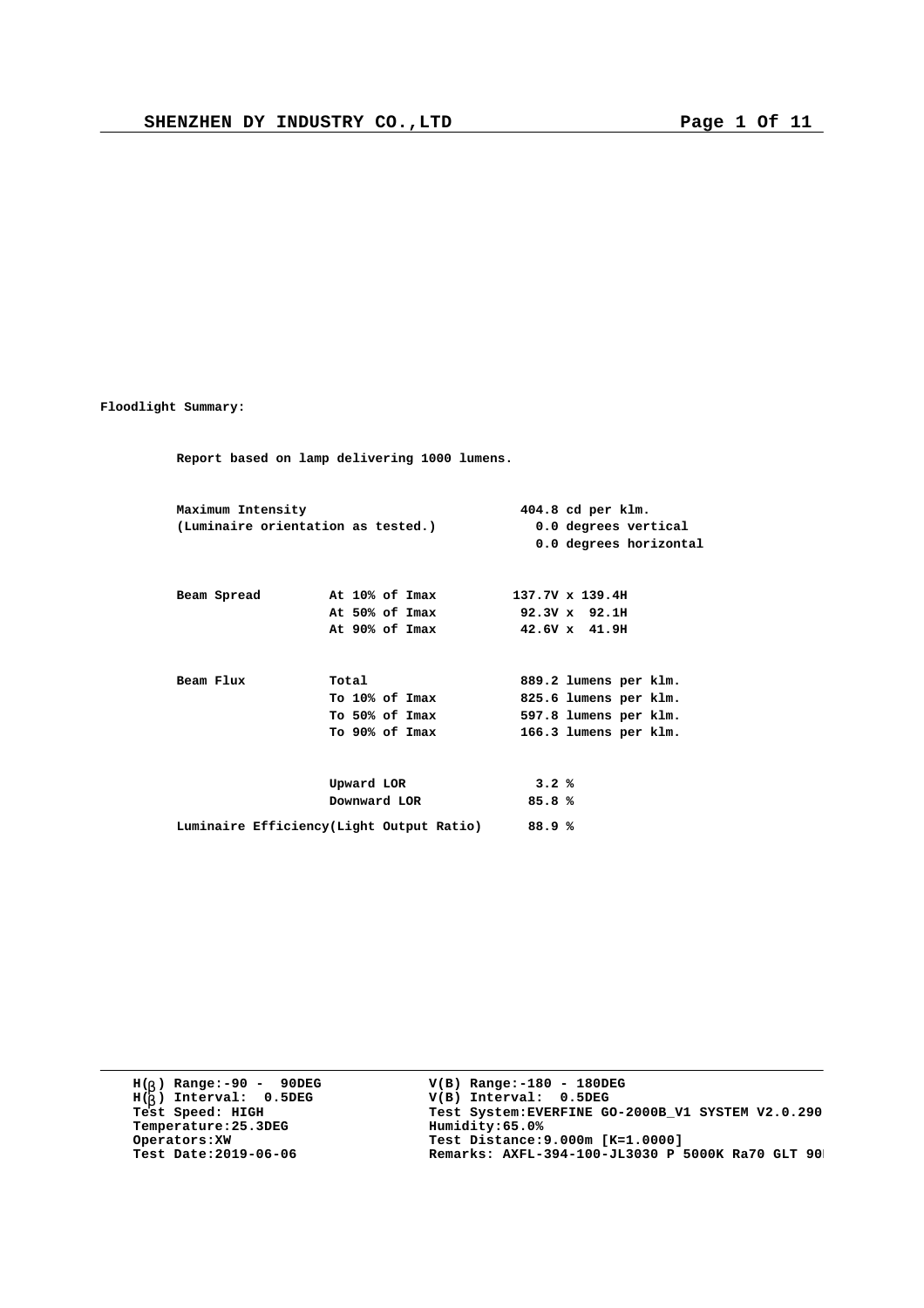**Floodlight Summary:**

**Report based on lamp delivering 1000 lumens.**

| | | |
|---|---|---|
| **Maximum Intensity** | | **404.8 cd per klm.** |
| **(Luminaire orientation as tested.)** | | **0.0 degrees vertical** |
| | | **0.0 degrees horizontal** |
| **Beam Spread** | **At 10% of Imax** | **137.7V x 139.4H** |
| | **At 50% of Imax** | **92.3V x 92.1H** |
| | **At 90% of Imax** | **42.6V x 41.9H** |
| **Beam Flux** | **Total** | **889.2 lumens per klm.** |
| | **To 10% of Imax** | **825.6 lumens per klm.** |
| | **To 50% of Imax** | **597.8 lumens per klm.** |
| | **To 90% of Imax** | **166.3 lumens per klm.** |
| | **Upward LOR** | **3.2 %** |
| | **Downward LOR** | **85.8 %** |
| **Luminaire Efficiency(Light Output Ratio)** | | **88.9 %** |

**H(β) Range:-90 - 90DEG**
**H(β) Interval: 0.5DEG**
**Test Speed: HIGH**
**Temperature:25.3DEG**
**Operators:XW**
**Test Date:2019-06-06**

**V(B) Range:-180 - 180DEG**
**V(B) Interval: 0.5DEG**
**Test System:EVERFINE GO-2000B_V1 SYSTEM V2.0.290**
**Humidity:65.0%**
**Test Distance:9.000m [K=1.0000]**
**Remarks: AXFL-394-100-JL3030 P 5000K Ra70 GLT 90**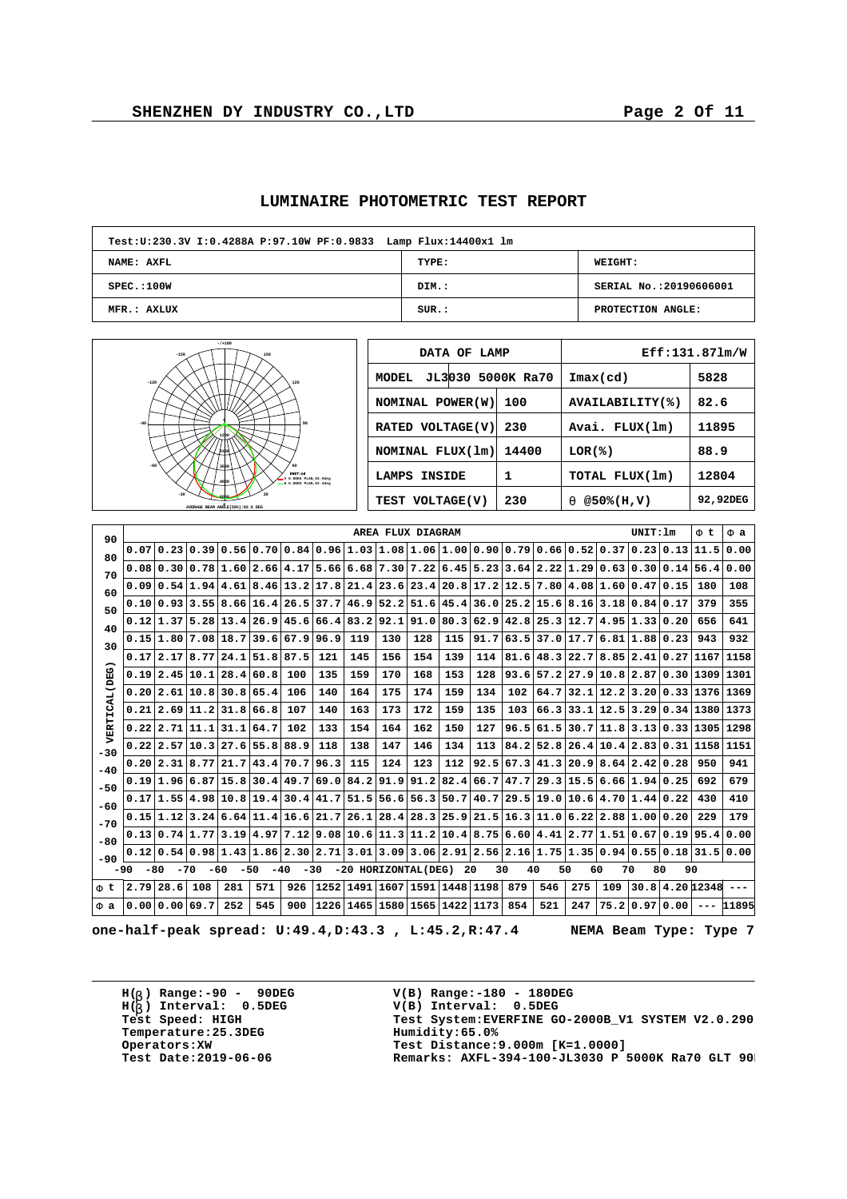# LUMINAIRE PHOTOMETRIC TEST REPORT

| Test:U:230.3V I:0.4288A P:97.10W PF:0.9833 Lamp Flux:14400x1 lm | | |
|---|---|---|
| NAME: AXFL | TYPE: | WEIGHT: |
| SPEC.:100W | DIM.: | SERIAL No.:20190606001 |
| MFR.: AXLUX | SUR.: | PROTECTION ANGLE: |

AVERAGE BEAM ANGLE(50%):92.6 DEG

| DATA OF LAMP | | Eff:131.87lm/W | |
|---|---|---|---|
| MODEL JL3030 5000K Ra70 | | Imax(cd) | 5828 |
| NOMINAL POWER(W) | 100 | AVAILABILITY(%) | 82.6 |
| RATED VOLTAGE(V) | 230 | Avai. FLUX(lm) | 11895 |
| NOMINAL FLUX(lm) | 14400 | LOR(%) | 88.9 |
| LAMPS INSIDE | 1 | TOTAL FLUX(lm) | 12804 |
| TEST VOLTAGE(V) | 230 | θ @50%(H,V) | 92,92DEG |

AREA FLUX DIAGRAM — UNIT:lm

| VERTICAL(DEG) \ HORIZONTAL(DEG) | -90~-80 | -80~-70 | -70~-60 | -60~-50 | -50~-40 | -40~-30 | -30~-20 | -20~-10 | -10~0 | 0~10 | 10~20 | 20~30 | 30~40 | 40~50 | 50~60 | 60~70 | 70~80 | 80~90 | Φ t | Φ a |
|---|---|---|---|---|---|---|---|---|---|---|---|---|---|---|---|---|---|---|---|---|
| 90~80 | 0.07 | 0.23 | 0.39 | 0.56 | 0.70 | 0.84 | 0.96 | 1.03 | 1.08 | 1.06 | 1.00 | 0.90 | 0.79 | 0.66 | 0.52 | 0.37 | 0.23 | 0.13 | 11.5 | 0.00 |
| 80~70 | 0.08 | 0.30 | 0.78 | 1.60 | 2.66 | 4.17 | 5.66 | 6.68 | 7.30 | 7.22 | 6.45 | 5.23 | 3.64 | 2.22 | 1.29 | 0.63 | 0.30 | 0.14 | 56.4 | 0.00 |
| 70~60 | 0.09 | 0.54 | 1.94 | 4.61 | 8.46 | 13.2 | 17.8 | 21.4 | 23.6 | 23.4 | 20.8 | 17.2 | 12.5 | 7.80 | 4.08 | 1.60 | 0.47 | 0.15 | 180 | 108 |
| 60~50 | 0.10 | 0.93 | 3.55 | 8.66 | 16.4 | 26.5 | 37.7 | 46.9 | 52.2 | 51.6 | 45.4 | 36.0 | 25.2 | 15.6 | 8.16 | 3.18 | 0.84 | 0.17 | 379 | 355 |
| 50~40 | 0.12 | 1.37 | 5.28 | 13.4 | 26.9 | 45.6 | 66.4 | 83.2 | 92.1 | 91.0 | 80.3 | 62.9 | 42.8 | 25.3 | 12.7 | 4.95 | 1.33 | 0.20 | 656 | 641 |
| 40~30 | 0.15 | 1.80 | 7.08 | 18.7 | 39.6 | 67.9 | 96.9 | 119 | 130 | 128 | 115 | 91.7 | 63.5 | 37.0 | 17.7 | 6.81 | 1.88 | 0.23 | 943 | 932 |
| 30~20 | 0.17 | 2.17 | 8.77 | 24.1 | 51.8 | 87.5 | 121 | 145 | 156 | 154 | 139 | 114 | 81.6 | 48.3 | 22.7 | 8.85 | 2.41 | 0.27 | 1167 | 1158 |
| 20~10 | 0.19 | 2.45 | 10.1 | 28.4 | 60.8 | 100 | 135 | 159 | 170 | 168 | 153 | 128 | 93.6 | 57.2 | 27.9 | 10.8 | 2.87 | 0.30 | 1309 | 1301 |
| 10~0 | 0.20 | 2.61 | 10.8 | 30.8 | 65.4 | 106 | 140 | 164 | 175 | 174 | 159 | 134 | 102 | 64.7 | 32.1 | 12.2 | 3.20 | 0.33 | 1376 | 1369 |
| 0~-10 | 0.21 | 2.69 | 11.2 | 31.8 | 66.8 | 107 | 140 | 163 | 173 | 172 | 159 | 135 | 103 | 66.3 | 33.1 | 12.5 | 3.29 | 0.34 | 1380 | 1373 |
| -10~-20 | 0.22 | 2.71 | 11.1 | 31.1 | 64.7 | 102 | 133 | 154 | 164 | 162 | 150 | 127 | 96.5 | 61.5 | 30.7 | 11.8 | 3.13 | 0.33 | 1305 | 1298 |
| -20~-30 | 0.22 | 2.57 | 10.3 | 27.6 | 55.8 | 88.9 | 118 | 138 | 147 | 146 | 134 | 113 | 84.2 | 52.8 | 26.4 | 10.4 | 2.83 | 0.31 | 1158 | 1151 |
| -30~-40 | 0.20 | 2.31 | 8.77 | 21.7 | 43.4 | 70.7 | 96.3 | 115 | 124 | 123 | 112 | 92.5 | 67.3 | 41.3 | 20.9 | 8.64 | 2.42 | 0.28 | 950 | 941 |
| -40~-50 | 0.19 | 1.96 | 6.87 | 15.8 | 30.4 | 49.7 | 69.0 | 84.2 | 91.9 | 91.2 | 82.4 | 66.7 | 47.7 | 29.3 | 15.5 | 6.66 | 1.94 | 0.25 | 692 | 679 |
| -50~-60 | 0.17 | 1.55 | 4.98 | 10.8 | 19.4 | 30.4 | 41.7 | 51.5 | 56.6 | 56.3 | 50.7 | 40.7 | 29.5 | 19.0 | 10.6 | 4.70 | 1.44 | 0.22 | 430 | 410 |
| -60~-70 | 0.15 | 1.12 | 3.24 | 6.64 | 11.4 | 16.6 | 21.7 | 26.1 | 28.4 | 28.3 | 25.9 | 21.5 | 16.3 | 11.0 | 6.22 | 2.88 | 1.00 | 0.20 | 229 | 179 |
| -70~-80 | 0.13 | 0.74 | 1.77 | 3.19 | 4.97 | 7.12 | 9.08 | 10.6 | 11.3 | 11.2 | 10.4 | 8.75 | 6.60 | 4.41 | 2.77 | 1.51 | 0.67 | 0.19 | 95.4 | 0.00 |
| -80~-90 | 0.12 | 0.54 | 0.98 | 1.43 | 1.86 | 2.30 | 2.71 | 3.01 | 3.09 | 3.06 | 2.91 | 2.56 | 2.16 | 1.75 | 1.35 | 0.94 | 0.55 | 0.18 | 31.5 | 0.00 |
| Φ t | 2.79 | 28.6 | 108 | 281 | 571 | 926 | 1252 | 1491 | 1607 | 1591 | 1448 | 1198 | 879 | 546 | 275 | 109 | 30.8 | 4.20 | 12348 | --- |
| Φ a | 0.00 | 0.00 | 69.7 | 252 | 545 | 900 | 1226 | 1465 | 1580 | 1565 | 1422 | 1173 | 854 | 521 | 247 | 75.2 | 0.97 | 0.00 | --- | 11895 |

one-half-peak spread: U:49.4,D:43.3 , L:45.2,R:47.4 NEMA Beam Type: Type 7

| | |
|---|---|
| H(β) Range:-90 - 90DEG | V(B) Range:-180 - 180DEG |
| H(β) Interval: 0.5DEG | V(B) Interval: 0.5DEG |
| Test Speed: HIGH | Test System:EVERFINE GO-2000B_V1 SYSTEM V2.0.290 |
| Temperature:25.3DEG | Humidity:65.0% |
| Operators:XW | Test Distance:9.000m [K=1.0000] |
| Test Date:2019-06-06 | Remarks: AXFL-394-100-JL3030 P 5000K Ra70 GLT 90 |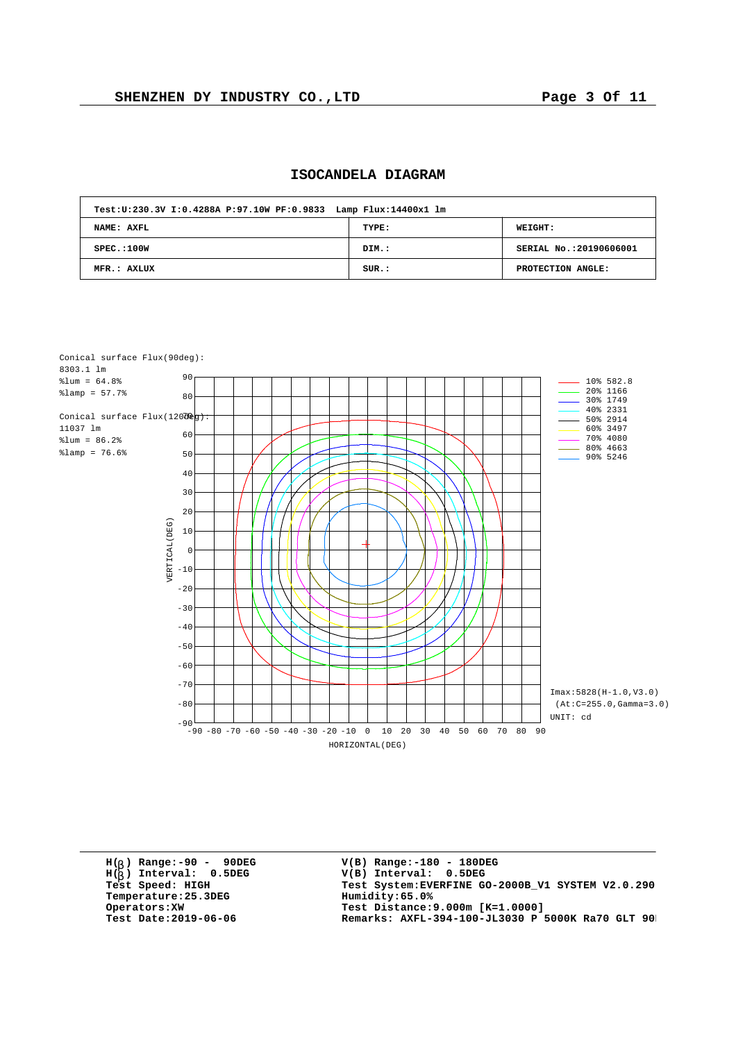## ISOCANDELA DIAGRAM

| Test:U:230.3V I:0.4288A P:97.10W PF:0.9833 Lamp Flux:14400x1 lm | | |
|---|---|---|
| NAME: AXFL | TYPE: | WEIGHT: |
| SPEC.:100W | DIM.: | SERIAL No.:20190606001 |
| MFR.: AXLUX | SUR.: | PROTECTION ANGLE: |

Conical surface Flux(90deg):
8303.1 lm
%lum = 64.8%
%lamp = 57.7%

Conical surface Flux(120deg):
11037 lm
%lum = 86.2%
%lamp = 76.6%

| Level | cd |
|---|---|
| 10% | 582.8 |
| 20% | 1166 |
| 30% | 1749 |
| 40% | 2331 |
| 50% | 2914 |
| 60% | 3497 |
| 70% | 4080 |
| 80% | 4663 |
| 90% | 5246 |

Imax:5828(H-1.0,V3.0)
(At:C=255.0,Gamma=3.0)
UNIT: cd

VERTICAL(DEG) / HORIZONTAL(DEG)

H(β) Range:-90 - 90DEG
H(β) Interval: 0.5DEG
Test Speed: HIGH
Temperature:25.3DEG
Operators:XW
Test Date:2019-06-06

V(B) Range:-180 - 180DEG
V(B) Interval: 0.5DEG
Test System:EVERFINE GO-2000B_V1 SYSTEM V2.0.290
Humidity:65.0%
Test Distance:9.000m [K=1.0000]
Remarks: AXFL-394-100-JL3030 P 5000K Ra70 GLT 90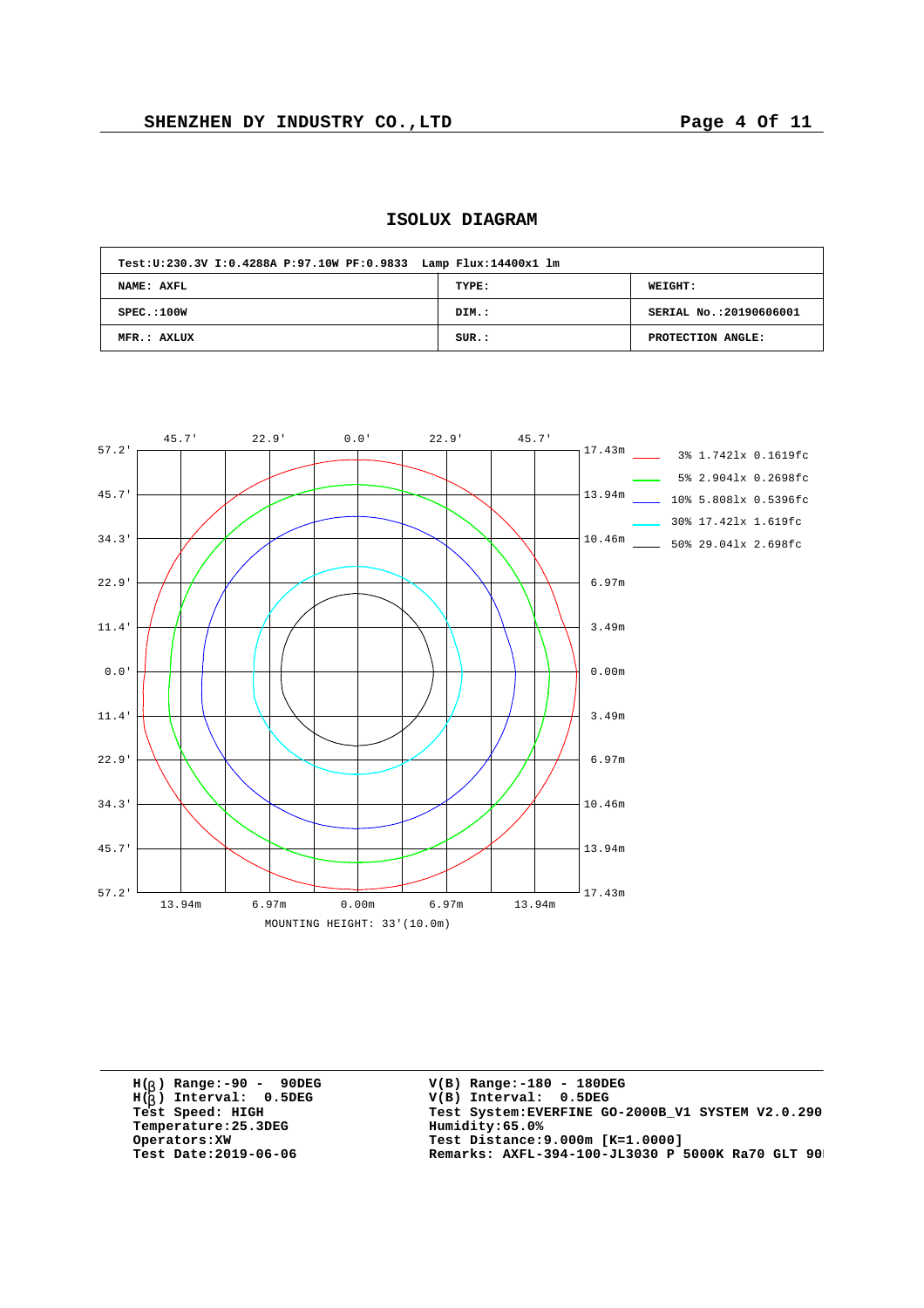# ISOLUX DIAGRAM

| Test:U:230.3V I:0.4288A P:97.10W PF:0.9833 Lamp Flux:14400x1 lm | | |
|---|---|---|
| NAME: AXFL | TYPE: | WEIGHT: |
| SPEC.:100W | DIM.: | SERIAL No.:20190606001 |
| MFR.: AXLUX | SUR.: | PROTECTION ANGLE: |

45.7' 22.9' 0.0' 22.9' 45.7'

57.2' 45.7' 34.3' 22.9' 11.4' 0.0' 11.4' 22.9' 34.3' 45.7' 57.2'

17.43m 13.94m 10.46m 6.97m 3.49m 0.00m 3.49m 6.97m 10.46m 13.94m 17.43m

13.94m 6.97m 0.00m 6.97m 13.94m

- 3% 1.742lx 0.1619fc
- 5% 2.904lx 0.2698fc
- 10% 5.808lx 0.5396fc
- 30% 17.42lx 1.619fc
- 50% 29.04lx 2.698fc

MOUNTING HEIGHT: 33'(10.0m)

H(β) Range:-90 - 90DEG
H(β) Interval: 0.5DEG
Test Speed: HIGH
Temperature:25.3DEG
Operators:XW
Test Date:2019-06-06

V(B) Range:-180 - 180DEG
V(B) Interval: 0.5DEG
Test System:EVERFINE GO-2000B_V1 SYSTEM V2.0.290
Humidity:65.0%
Test Distance:9.000m [K=1.0000]
Remarks: AXFL-394-100-JL3030 P 5000K Ra70 GLT 90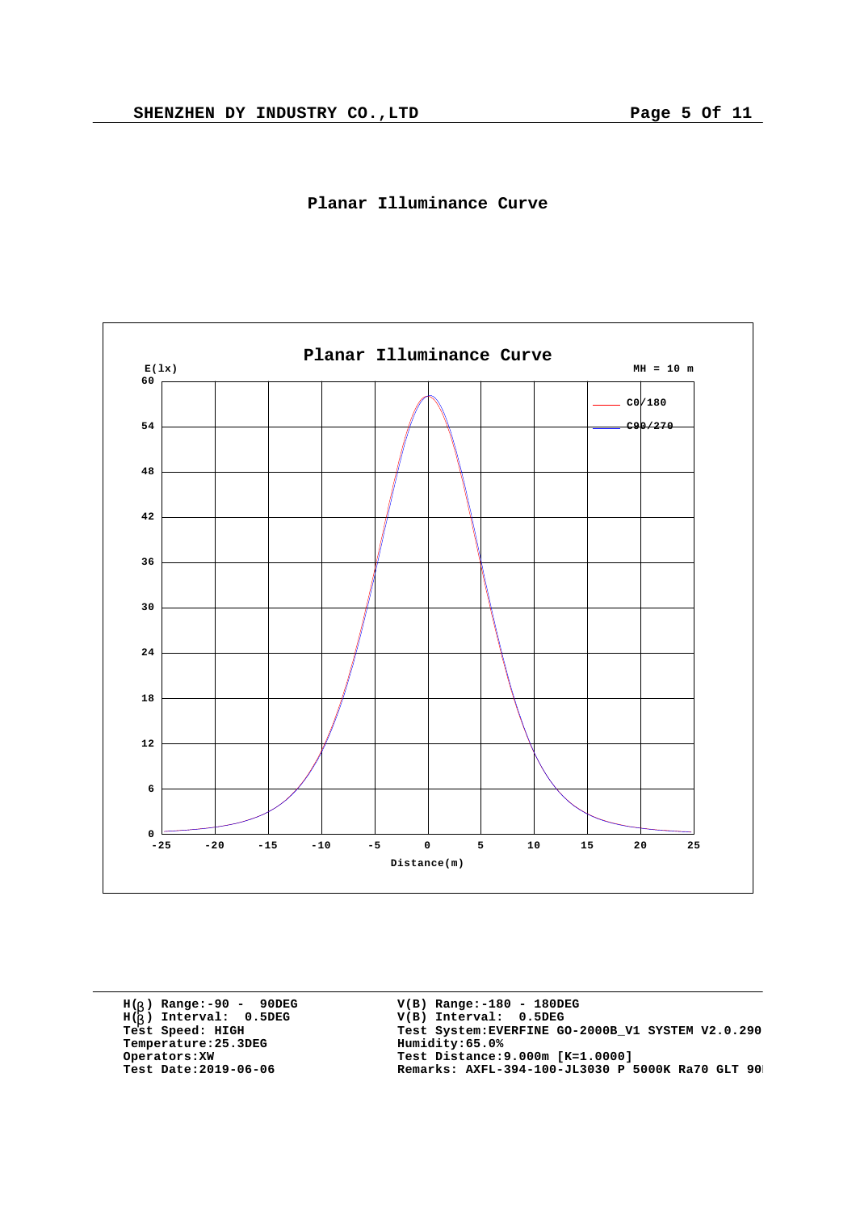# Planar Illuminance Curve

Planar Illuminance Curve

E(lx)

MH = 10 m

C0/180

C90/270

Distance(m)

| | |
|---|---|
| H(β) Range:-90 - 90DEG | V(B) Range:-180 - 180DEG |
| H(β) Interval: 0.5DEG | V(B) Interval: 0.5DEG |
| Test Speed: HIGH | Test System:EVERFINE GO-2000B_V1 SYSTEM V2.0.290 |
| Temperature:25.3DEG | Humidity:65.0% |
| Operators:XW | Test Distance:9.000m [K=1.0000] |
| Test Date:2019-06-06 | Remarks: AXFL-394-100-JL3030 P 5000K Ra70 GLT 90 |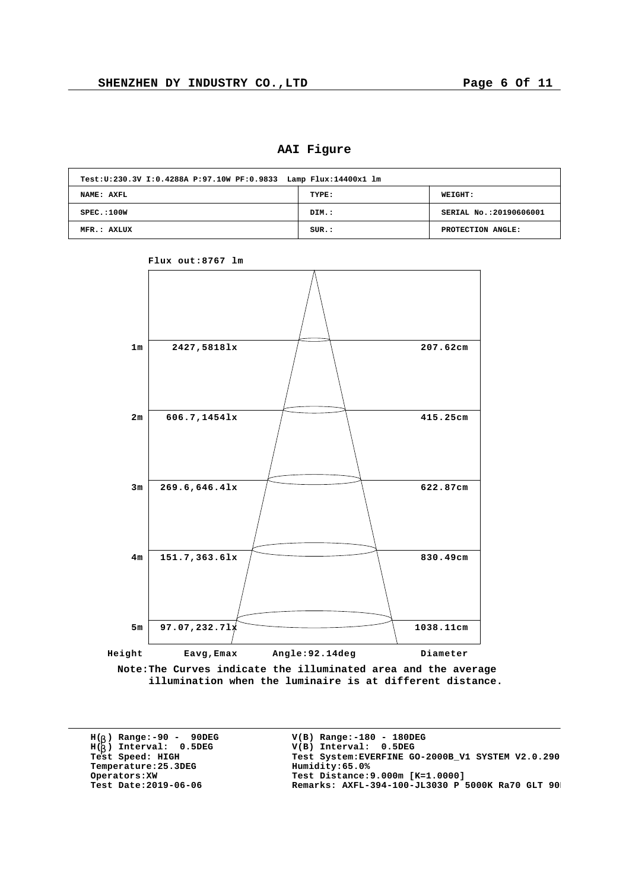## AAI Figure

| Test:U:230.3V I:0.4288A P:97.10W PF:0.9833 Lamp Flux:14400x1 lm | | |
|---|---|---|
| NAME: AXFL | TYPE: | WEIGHT: |
| SPEC.:100W | DIM.: | SERIAL No.:20190606001 |
| MFR.: AXLUX | SUR.: | PROTECTION ANGLE: |

Flux out:8767 lm

| Height | Eavg,Emax | Diameter |
|---|---|---|
| 1m | 2427,5818lx | 207.62cm |
| 2m | 606.7,1454lx | 415.25cm |
| 3m | 269.6,646.4lx | 622.87cm |
| 4m | 151.7,363.6lx | 830.49cm |
| 5m | 97.07,232.7lx | 1038.11cm |

Angle:92.14deg

Note:The Curves indicate the illuminated area and the average illumination when the luminaire is at different distance.

H(β) Range:-90 - 90DEG
H(β) Interval: 0.5DEG
Test Speed: HIGH
Temperature:25.3DEG
Operators:XW
Test Date:2019-06-06

V(B) Range:-180 - 180DEG
V(B) Interval: 0.5DEG
Test System:EVERFINE GO-2000B_V1 SYSTEM V2.0.290
Humidity:65.0%
Test Distance:9.000m [K=1.0000]
Remarks: AXFL-394-100-JL3030 P 5000K Ra70 GLT 90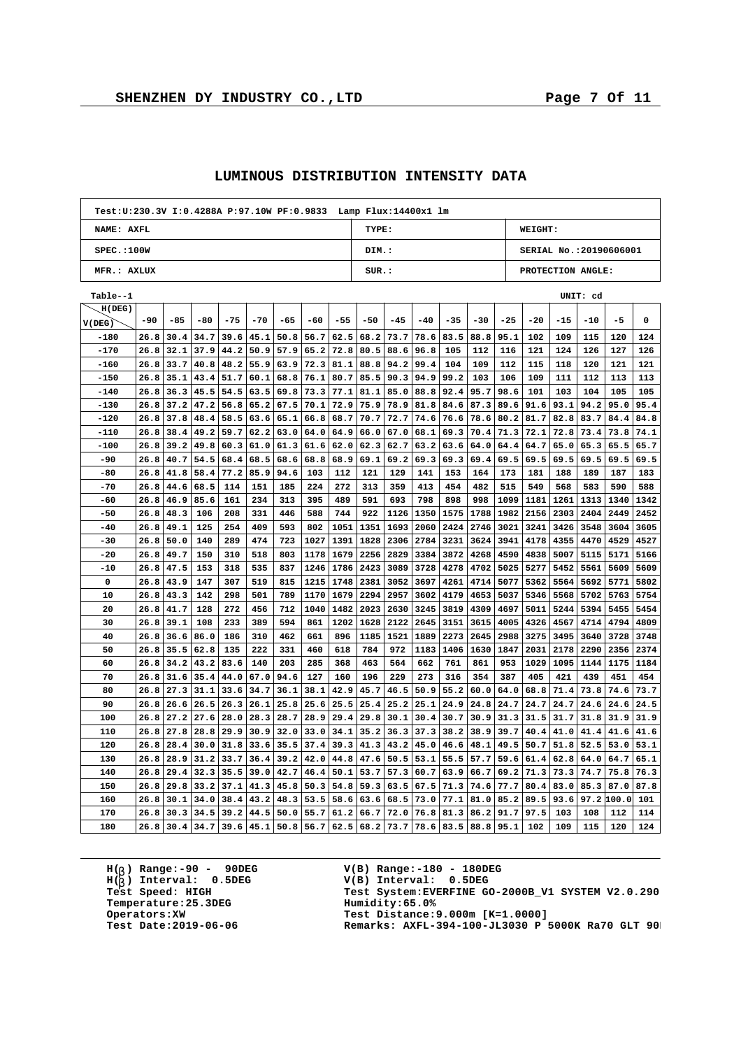# LUMINOUS DISTRIBUTION INTENSITY DATA

| Test:U:230.3V I:0.4288A P:97.10W PF:0.9833 Lamp Flux:14400x1 lm | | |
|---|---|---|
| NAME: AXFL | TYPE: | WEIGHT: |
| SPEC.:100W | DIM.: | SERIAL No.:20190606001 |
| MFR.: AXLUX | SUR.: | PROTECTION ANGLE: |

Table--1 UNIT: cd

| V(DEG) \ H(DEG) | -90 | -85 | -80 | -75 | -70 | -65 | -60 | -55 | -50 | -45 | -40 | -35 | -30 | -25 | -20 | -15 | -10 | -5 | 0 |
|---|---|---|---|---|---|---|---|---|---|---|---|---|---|---|---|---|---|---|---|
| -180 | 26.8 | 30.4 | 34.7 | 39.6 | 45.1 | 50.8 | 56.7 | 62.5 | 68.2 | 73.7 | 78.6 | 83.5 | 88.8 | 95.1 | 102 | 109 | 115 | 120 | 124 |
| -170 | 26.8 | 32.1 | 37.9 | 44.2 | 50.9 | 57.9 | 65.2 | 72.8 | 80.5 | 88.6 | 96.8 | 105 | 112 | 116 | 121 | 124 | 126 | 127 | 126 |
| -160 | 26.8 | 33.7 | 40.8 | 48.2 | 55.9 | 63.9 | 72.3 | 81.1 | 88.8 | 94.2 | 99.4 | 104 | 109 | 112 | 115 | 118 | 120 | 121 | 121 |
| -150 | 26.8 | 35.1 | 43.4 | 51.7 | 60.1 | 68.8 | 76.1 | 80.7 | 85.5 | 90.3 | 94.9 | 99.2 | 103 | 106 | 109 | 111 | 112 | 113 | 113 |
| -140 | 26.8 | 36.3 | 45.5 | 54.5 | 63.5 | 69.8 | 73.3 | 77.1 | 81.1 | 85.0 | 88.8 | 92.4 | 95.7 | 98.6 | 101 | 103 | 104 | 105 | 105 |
| -130 | 26.8 | 37.2 | 47.2 | 56.8 | 65.2 | 67.5 | 70.1 | 72.9 | 75.9 | 78.9 | 81.8 | 84.6 | 87.3 | 89.6 | 91.6 | 93.1 | 94.2 | 95.0 | 95.4 |
| -120 | 26.8 | 37.8 | 48.4 | 58.5 | 63.6 | 65.1 | 66.8 | 68.7 | 70.7 | 72.7 | 74.6 | 76.6 | 78.6 | 80.2 | 81.7 | 82.8 | 83.7 | 84.4 | 84.8 |
| -110 | 26.8 | 38.4 | 49.2 | 59.7 | 62.2 | 63.0 | 64.0 | 64.9 | 66.0 | 67.0 | 68.1 | 69.3 | 70.4 | 71.3 | 72.1 | 72.8 | 73.4 | 73.8 | 74.1 |
| -100 | 26.8 | 39.2 | 49.8 | 60.3 | 61.0 | 61.3 | 61.6 | 62.0 | 62.3 | 62.7 | 63.2 | 63.6 | 64.0 | 64.4 | 64.7 | 65.0 | 65.3 | 65.5 | 65.7 |
| -90 | 26.8 | 40.7 | 54.5 | 68.4 | 68.5 | 68.6 | 68.8 | 68.9 | 69.1 | 69.2 | 69.3 | 69.3 | 69.4 | 69.5 | 69.5 | 69.5 | 69.5 | 69.5 | 69.5 |
| -80 | 26.8 | 41.8 | 58.4 | 77.2 | 85.9 | 94.6 | 103 | 112 | 121 | 129 | 141 | 153 | 164 | 173 | 181 | 188 | 189 | 187 | 183 |
| -70 | 26.8 | 44.6 | 68.5 | 114 | 151 | 185 | 224 | 272 | 313 | 359 | 413 | 454 | 482 | 515 | 549 | 568 | 583 | 590 | 588 |
| -60 | 26.8 | 46.9 | 85.6 | 161 | 234 | 313 | 395 | 489 | 591 | 693 | 798 | 898 | 998 | 1099 | 1181 | 1261 | 1313 | 1340 | 1342 |
| -50 | 26.8 | 48.3 | 106 | 208 | 331 | 446 | 588 | 744 | 922 | 1126 | 1350 | 1575 | 1788 | 1982 | 2156 | 2303 | 2404 | 2449 | 2452 |
| -40 | 26.8 | 49.1 | 125 | 254 | 409 | 593 | 802 | 1051 | 1351 | 1693 | 2060 | 2424 | 2746 | 3021 | 3241 | 3426 | 3548 | 3604 | 3605 |
| -30 | 26.8 | 50.0 | 140 | 289 | 474 | 723 | 1027 | 1391 | 1828 | 2306 | 2784 | 3231 | 3624 | 3941 | 4178 | 4355 | 4470 | 4529 | 4527 |
| -20 | 26.8 | 49.7 | 150 | 310 | 518 | 803 | 1178 | 1679 | 2256 | 2829 | 3384 | 3872 | 4268 | 4590 | 4838 | 5007 | 5115 | 5171 | 5166 |
| -10 | 26.8 | 47.5 | 153 | 318 | 535 | 837 | 1246 | 1786 | 2423 | 3089 | 3728 | 4278 | 4702 | 5025 | 5277 | 5452 | 5561 | 5609 | 5609 |
| 0 | 26.8 | 43.9 | 147 | 307 | 519 | 815 | 1215 | 1748 | 2381 | 3052 | 3697 | 4261 | 4714 | 5077 | 5362 | 5564 | 5692 | 5771 | 5802 |
| 10 | 26.8 | 43.3 | 142 | 298 | 501 | 789 | 1170 | 1679 | 2294 | 2957 | 3602 | 4179 | 4653 | 5037 | 5346 | 5568 | 5702 | 5763 | 5754 |
| 20 | 26.8 | 41.7 | 128 | 272 | 456 | 712 | 1040 | 1482 | 2023 | 2630 | 3245 | 3819 | 4309 | 4697 | 5011 | 5244 | 5394 | 5455 | 5454 |
| 30 | 26.8 | 39.1 | 108 | 233 | 389 | 594 | 861 | 1202 | 1628 | 2122 | 2645 | 3151 | 3615 | 4005 | 4326 | 4567 | 4714 | 4794 | 4809 |
| 40 | 26.8 | 36.6 | 86.0 | 186 | 310 | 462 | 661 | 896 | 1185 | 1521 | 1889 | 2273 | 2645 | 2988 | 3275 | 3495 | 3640 | 3728 | 3748 |
| 50 | 26.8 | 35.5 | 62.8 | 135 | 222 | 331 | 460 | 618 | 784 | 972 | 1183 | 1406 | 1630 | 1847 | 2031 | 2178 | 2290 | 2356 | 2374 |
| 60 | 26.8 | 34.2 | 43.2 | 83.6 | 140 | 203 | 285 | 368 | 463 | 564 | 662 | 761 | 861 | 953 | 1029 | 1095 | 1144 | 1175 | 1184 |
| 70 | 26.8 | 31.6 | 35.4 | 44.0 | 67.0 | 94.6 | 127 | 160 | 196 | 229 | 273 | 316 | 354 | 387 | 405 | 421 | 439 | 451 | 454 |
| 80 | 26.8 | 27.3 | 31.1 | 33.6 | 34.7 | 36.1 | 38.1 | 42.9 | 45.7 | 46.5 | 50.9 | 55.2 | 60.0 | 64.0 | 68.8 | 71.4 | 73.8 | 74.6 | 73.7 |
| 90 | 26.8 | 26.6 | 26.5 | 26.3 | 26.1 | 25.8 | 25.6 | 25.5 | 25.4 | 25.2 | 25.1 | 24.9 | 24.8 | 24.7 | 24.7 | 24.7 | 24.6 | 24.6 | 24.5 |
| 100 | 26.8 | 27.2 | 27.6 | 28.0 | 28.3 | 28.7 | 28.9 | 29.4 | 29.8 | 30.1 | 30.4 | 30.7 | 30.9 | 31.3 | 31.5 | 31.7 | 31.8 | 31.9 | 31.9 |
| 110 | 26.8 | 27.8 | 28.8 | 29.9 | 30.9 | 32.0 | 33.0 | 34.1 | 35.2 | 36.3 | 37.3 | 38.2 | 38.9 | 39.7 | 40.4 | 41.0 | 41.4 | 41.6 | 41.6 |
| 120 | 26.8 | 28.4 | 30.0 | 31.8 | 33.6 | 35.5 | 37.4 | 39.3 | 41.3 | 43.2 | 45.0 | 46.6 | 48.1 | 49.5 | 50.7 | 51.8 | 52.5 | 53.0 | 53.1 |
| 130 | 26.8 | 28.9 | 31.2 | 33.7 | 36.4 | 39.2 | 42.0 | 44.8 | 47.6 | 50.5 | 53.1 | 55.5 | 57.7 | 59.6 | 61.4 | 62.8 | 64.0 | 64.7 | 65.1 |
| 140 | 26.8 | 29.4 | 32.3 | 35.5 | 39.0 | 42.7 | 46.4 | 50.1 | 53.7 | 57.3 | 60.7 | 63.9 | 66.7 | 69.2 | 71.3 | 73.3 | 74.7 | 75.8 | 76.3 |
| 150 | 26.8 | 29.8 | 33.2 | 37.1 | 41.3 | 45.8 | 50.3 | 54.8 | 59.3 | 63.5 | 67.5 | 71.3 | 74.6 | 77.7 | 80.4 | 83.0 | 85.3 | 87.0 | 87.8 |
| 160 | 26.8 | 30.1 | 34.0 | 38.4 | 43.2 | 48.3 | 53.5 | 58.6 | 63.6 | 68.5 | 73.0 | 77.1 | 81.0 | 85.2 | 89.5 | 93.6 | 97.2 | 100.0 | 101 |
| 170 | 26.8 | 30.3 | 34.5 | 39.2 | 44.5 | 50.0 | 55.7 | 61.2 | 66.7 | 72.0 | 76.8 | 81.3 | 86.2 | 91.7 | 97.5 | 103 | 108 | 112 | 114 |
| 180 | 26.8 | 30.4 | 34.7 | 39.6 | 45.1 | 50.8 | 56.7 | 62.5 | 68.2 | 73.7 | 78.6 | 83.5 | 88.8 | 95.1 | 102 | 109 | 115 | 120 | 124 |

H(β) Range:-90 - 90DEG
H(β) Interval: 0.5DEG
Test Speed: HIGH
Temperature:25.3DEG
Operators:XW
Test Date:2019-06-06

V(B) Range:-180 - 180DEG
V(B) Interval: 0.5DEG
Test System:EVERFINE GO-2000B_V1 SYSTEM V2.0.290
Humidity:65.0%
Test Distance:9.000m [K=1.0000]
Remarks: AXFL-394-100-JL3030 P 5000K Ra70 GLT 90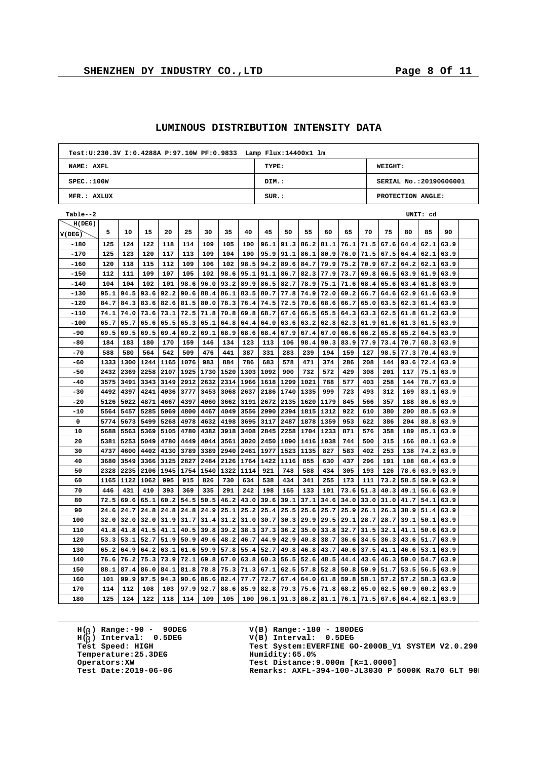# LUMINOUS DISTRIBUTION INTENSITY DATA

| Test:U:230.3V I:0.4288A P:97.10W PF:0.9833 Lamp Flux:14400x1 lm | | |
|---|---|---|
| NAME: AXFL | TYPE: | WEIGHT: |
| SPEC.:100W | DIM.: | SERIAL No.:20190606001 |
| MFR.: AXLUX | SUR.: | PROTECTION ANGLE: |

Table--2 UNIT: cd

| H(DEG) V(DEG) | 5 | 10 | 15 | 20 | 25 | 30 | 35 | 40 | 45 | 50 | 55 | 60 | 65 | 70 | 75 | 80 | 85 | 90 |
|---|---|---|---|---|---|---|---|---|---|---|---|---|---|---|---|---|---|---|
| -180 | 125 | 124 | 122 | 118 | 114 | 109 | 105 | 100 | 96.1 | 91.3 | 86.2 | 81.1 | 76.1 | 71.5 | 67.6 | 64.4 | 62.1 | 63.9 |
| -170 | 125 | 123 | 120 | 117 | 113 | 109 | 104 | 100 | 95.9 | 91.1 | 86.1 | 80.9 | 76.0 | 71.5 | 67.5 | 64.4 | 62.1 | 63.9 |
| -160 | 120 | 118 | 115 | 112 | 109 | 106 | 102 | 98.5 | 94.2 | 89.6 | 84.7 | 79.9 | 75.2 | 70.9 | 67.2 | 64.2 | 62.1 | 63.9 |
| -150 | 112 | 111 | 109 | 107 | 105 | 102 | 98.6 | 95.1 | 91.1 | 86.7 | 82.3 | 77.9 | 73.7 | 69.8 | 66.5 | 63.9 | 61.9 | 63.9 |
| -140 | 104 | 104 | 102 | 101 | 98.6 | 96.0 | 93.2 | 89.9 | 86.5 | 82.7 | 78.9 | 75.1 | 71.6 | 68.4 | 65.6 | 63.4 | 61.8 | 63.9 |
| -130 | 95.1 | 94.5 | 93.6 | 92.2 | 90.6 | 88.4 | 86.1 | 83.5 | 80.7 | 77.8 | 74.9 | 72.0 | 69.2 | 66.7 | 64.6 | 62.9 | 61.6 | 63.9 |
| -120 | 84.7 | 84.3 | 83.6 | 82.6 | 81.5 | 80.0 | 78.3 | 76.4 | 74.5 | 72.5 | 70.6 | 68.6 | 66.7 | 65.0 | 63.5 | 62.3 | 61.4 | 63.9 |
| -110 | 74.1 | 74.0 | 73.6 | 73.1 | 72.5 | 71.8 | 70.8 | 69.8 | 68.7 | 67.6 | 66.5 | 65.5 | 64.3 | 63.3 | 62.5 | 61.8 | 61.2 | 63.9 |
| -100 | 65.7 | 65.7 | 65.6 | 65.5 | 65.3 | 65.1 | 64.8 | 64.4 | 64.0 | 63.6 | 63.2 | 62.8 | 62.3 | 61.9 | 61.6 | 61.3 | 61.5 | 63.9 |
| -90 | 69.5 | 69.5 | 69.5 | 69.4 | 69.2 | 69.1 | 68.9 | 68.6 | 68.4 | 67.9 | 67.4 | 67.0 | 66.6 | 66.2 | 65.8 | 65.2 | 64.5 | 63.9 |
| -80 | 184 | 183 | 180 | 170 | 159 | 146 | 134 | 123 | 113 | 106 | 98.4 | 90.3 | 83.9 | 77.9 | 73.4 | 70.7 | 68.3 | 63.9 |
| -70 | 588 | 580 | 564 | 542 | 509 | 476 | 441 | 387 | 331 | 283 | 239 | 194 | 159 | 127 | 98.5 | 77.3 | 70.4 | 63.9 |
| -60 | 1333 | 1300 | 1244 | 1165 | 1076 | 983 | 884 | 786 | 683 | 578 | 471 | 374 | 286 | 208 | 144 | 93.6 | 72.4 | 63.9 |
| -50 | 2432 | 2369 | 2258 | 2107 | 1925 | 1730 | 1520 | 1303 | 1092 | 900 | 732 | 572 | 429 | 308 | 201 | 117 | 75.1 | 63.9 |
| -40 | 3575 | 3491 | 3343 | 3149 | 2912 | 2632 | 2314 | 1966 | 1618 | 1299 | 1021 | 788 | 577 | 403 | 258 | 144 | 78.7 | 63.9 |
| -30 | 4492 | 4397 | 4241 | 4036 | 3777 | 3453 | 3068 | 2637 | 2186 | 1740 | 1335 | 999 | 723 | 493 | 312 | 169 | 83.1 | 63.9 |
| -20 | 5126 | 5022 | 4871 | 4667 | 4397 | 4060 | 3662 | 3191 | 2672 | 2135 | 1620 | 1179 | 845 | 566 | 357 | 188 | 86.6 | 63.9 |
| -10 | 5564 | 5457 | 5285 | 5069 | 4800 | 4467 | 4049 | 3556 | 2990 | 2394 | 1815 | 1312 | 922 | 610 | 380 | 200 | 88.5 | 63.9 |
| 0 | 5774 | 5673 | 5499 | 5268 | 4978 | 4632 | 4198 | 3695 | 3117 | 2487 | 1878 | 1359 | 953 | 622 | 386 | 204 | 88.8 | 63.9 |
| 10 | 5688 | 5563 | 5369 | 5105 | 4780 | 4382 | 3918 | 3408 | 2845 | 2258 | 1704 | 1233 | 871 | 576 | 358 | 189 | 85.1 | 63.9 |
| 20 | 5381 | 5253 | 5049 | 4780 | 4449 | 4044 | 3561 | 3020 | 2450 | 1890 | 1416 | 1038 | 744 | 500 | 315 | 166 | 80.1 | 63.9 |
| 30 | 4737 | 4600 | 4402 | 4130 | 3789 | 3389 | 2940 | 2461 | 1977 | 1523 | 1135 | 827 | 583 | 402 | 253 | 138 | 74.2 | 63.9 |
| 40 | 3680 | 3549 | 3366 | 3125 | 2827 | 2484 | 2126 | 1764 | 1422 | 1116 | 855 | 630 | 437 | 296 | 191 | 108 | 68.4 | 63.9 |
| 50 | 2328 | 2235 | 2106 | 1945 | 1754 | 1540 | 1322 | 1114 | 921 | 748 | 588 | 434 | 305 | 193 | 126 | 78.6 | 63.9 | 63.9 |
| 60 | 1165 | 1122 | 1062 | 995 | 915 | 826 | 730 | 634 | 538 | 434 | 341 | 255 | 173 | 111 | 73.2 | 58.5 | 59.9 | 63.9 |
| 70 | 446 | 431 | 410 | 393 | 369 | 335 | 291 | 242 | 198 | 165 | 133 | 101 | 73.6 | 51.3 | 40.3 | 49.1 | 56.6 | 63.9 |
| 80 | 72.5 | 69.6 | 65.1 | 60.2 | 54.5 | 50.5 | 46.2 | 43.0 | 39.6 | 39.1 | 37.1 | 34.6 | 34.0 | 33.0 | 31.0 | 41.7 | 54.1 | 63.9 |
| 90 | 24.6 | 24.7 | 24.8 | 24.8 | 24.8 | 24.9 | 25.1 | 25.2 | 25.4 | 25.5 | 25.6 | 25.7 | 25.9 | 26.1 | 26.3 | 38.9 | 51.4 | 63.9 |
| 100 | 32.0 | 32.0 | 32.0 | 31.9 | 31.7 | 31.4 | 31.2 | 31.0 | 30.7 | 30.3 | 29.9 | 29.5 | 29.1 | 28.7 | 28.7 | 39.1 | 50.1 | 63.9 |
| 110 | 41.8 | 41.8 | 41.5 | 41.1 | 40.5 | 39.8 | 39.2 | 38.3 | 37.3 | 36.2 | 35.0 | 33.8 | 32.7 | 31.5 | 32.1 | 41.1 | 50.6 | 63.9 |
| 120 | 53.3 | 53.1 | 52.7 | 51.9 | 50.9 | 49.6 | 48.2 | 46.7 | 44.9 | 42.9 | 40.8 | 38.7 | 36.6 | 34.5 | 36.3 | 43.6 | 51.7 | 63.9 |
| 130 | 65.2 | 64.9 | 64.2 | 63.1 | 61.6 | 59.9 | 57.8 | 55.4 | 52.7 | 49.8 | 46.8 | 43.7 | 40.6 | 37.5 | 41.1 | 46.6 | 53.1 | 63.9 |
| 140 | 76.6 | 76.2 | 75.3 | 73.9 | 72.1 | 69.8 | 67.0 | 63.8 | 60.3 | 56.5 | 52.6 | 48.5 | 44.4 | 43.6 | 46.3 | 50.0 | 54.7 | 63.9 |
| 150 | 88.1 | 87.4 | 86.0 | 84.1 | 81.8 | 78.8 | 75.3 | 71.3 | 67.1 | 62.5 | 57.8 | 52.8 | 50.8 | 50.9 | 51.7 | 53.5 | 56.5 | 63.9 |
| 160 | 101 | 99.9 | 97.5 | 94.3 | 90.6 | 86.6 | 82.4 | 77.7 | 72.7 | 67.4 | 64.0 | 61.8 | 59.8 | 58.1 | 57.2 | 57.2 | 58.3 | 63.9 |
| 170 | 114 | 112 | 108 | 103 | 97.9 | 92.7 | 88.6 | 85.9 | 82.8 | 79.3 | 75.6 | 71.8 | 68.2 | 65.0 | 62.5 | 60.9 | 60.2 | 63.9 |
| 180 | 125 | 124 | 122 | 118 | 114 | 109 | 105 | 100 | 96.1 | 91.3 | 86.2 | 81.1 | 76.1 | 71.5 | 67.6 | 64.4 | 62.1 | 63.9 |

H(β) Range:-90 - 90DEG
H(β) Interval: 0.5DEG
Test Speed: HIGH
Temperature:25.3DEG
Operators:XW
Test Date:2019-06-06

V(B) Range:-180 - 180DEG
V(B) Interval: 0.5DEG
Test System:EVERFINE GO-2000B_V1 SYSTEM V2.0.290
Humidity:65.0%
Test Distance:9.000m [K=1.0000]
Remarks: AXFL-394-100-JL3030 P 5000K Ra70 GLT 90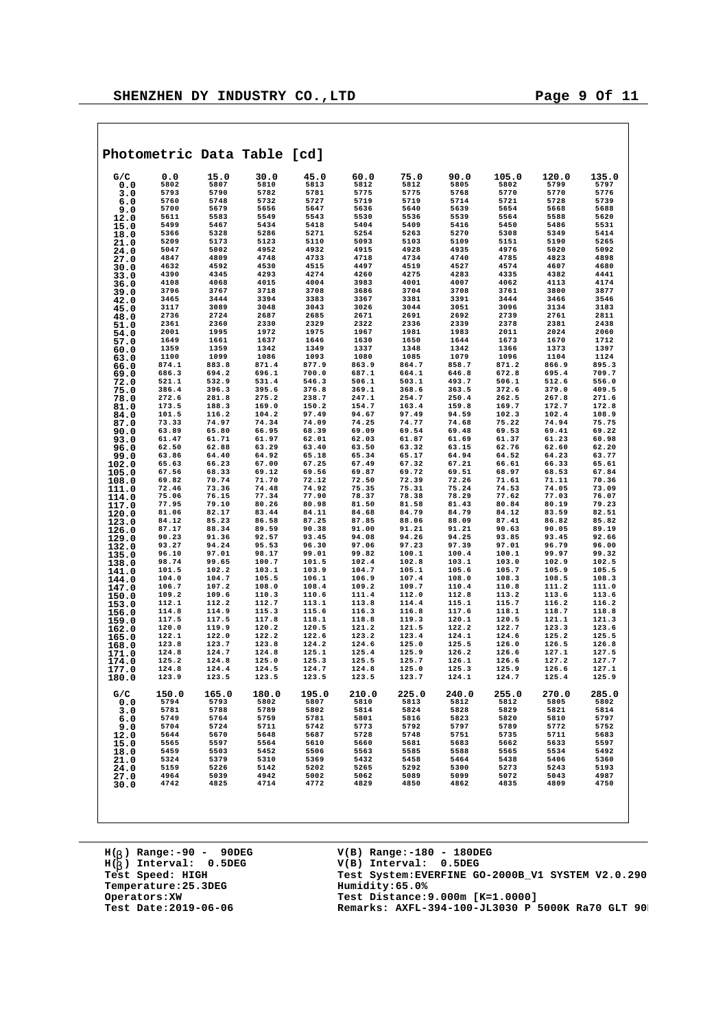## Photometric Data Table [cd]

| G/C | 0.0 | 15.0 | 30.0 | 45.0 | 60.0 | 75.0 | 90.0 | 105.0 | 120.0 | 135.0 |
|---|---|---|---|---|---|---|---|---|---|---|
| 0.0 | 5802 | 5807 | 5810 | 5813 | 5812 | 5812 | 5805 | 5802 | 5799 | 5797 |
| 3.0 | 5793 | 5790 | 5782 | 5781 | 5775 | 5775 | 5768 | 5770 | 5770 | 5776 |
| 6.0 | 5760 | 5748 | 5732 | 5727 | 5719 | 5719 | 5714 | 5721 | 5728 | 5739 |
| 9.0 | 5700 | 5679 | 5656 | 5647 | 5636 | 5640 | 5639 | 5654 | 5668 | 5688 |
| 12.0 | 5611 | 5583 | 5549 | 5543 | 5530 | 5536 | 5539 | 5564 | 5588 | 5620 |
| 15.0 | 5499 | 5467 | 5434 | 5418 | 5404 | 5409 | 5416 | 5450 | 5486 | 5531 |
| 18.0 | 5366 | 5328 | 5286 | 5271 | 5254 | 5263 | 5270 | 5308 | 5349 | 5414 |
| 21.0 | 5209 | 5173 | 5123 | 5110 | 5093 | 5103 | 5109 | 5151 | 5190 | 5265 |
| 24.0 | 5047 | 5002 | 4952 | 4932 | 4915 | 4928 | 4935 | 4976 | 5020 | 5092 |
| 27.0 | 4847 | 4809 | 4748 | 4733 | 4718 | 4734 | 4740 | 4785 | 4823 | 4898 |
| 30.0 | 4632 | 4592 | 4530 | 4515 | 4497 | 4519 | 4527 | 4574 | 4607 | 4680 |
| 33.0 | 4390 | 4345 | 4293 | 4274 | 4260 | 4275 | 4283 | 4335 | 4382 | 4441 |
| 36.0 | 4108 | 4068 | 4015 | 4004 | 3983 | 4001 | 4007 | 4062 | 4113 | 4174 |
| 39.0 | 3796 | 3767 | 3718 | 3708 | 3686 | 3704 | 3708 | 3761 | 3800 | 3877 |
| 42.0 | 3465 | 3444 | 3394 | 3383 | 3367 | 3381 | 3391 | 3444 | 3466 | 3546 |
| 45.0 | 3117 | 3089 | 3048 | 3043 | 3026 | 3044 | 3051 | 3096 | 3134 | 3183 |
| 48.0 | 2736 | 2724 | 2687 | 2685 | 2671 | 2691 | 2692 | 2739 | 2761 | 2811 |
| 51.0 | 2361 | 2360 | 2330 | 2329 | 2322 | 2336 | 2339 | 2378 | 2381 | 2438 |
| 54.0 | 2001 | 1995 | 1972 | 1975 | 1967 | 1981 | 1983 | 2011 | 2024 | 2060 |
| 57.0 | 1649 | 1661 | 1637 | 1646 | 1630 | 1650 | 1644 | 1673 | 1670 | 1712 |
| 60.0 | 1359 | 1359 | 1342 | 1349 | 1337 | 1348 | 1342 | 1366 | 1373 | 1397 |
| 63.0 | 1100 | 1099 | 1086 | 1093 | 1080 | 1085 | 1079 | 1096 | 1104 | 1124 |
| 66.0 | 874.1 | 883.8 | 871.4 | 877.9 | 863.9 | 864.7 | 858.7 | 871.2 | 866.9 | 895.3 |
| 69.0 | 686.3 | 694.2 | 696.1 | 700.0 | 687.1 | 664.1 | 646.8 | 672.8 | 695.4 | 709.7 |
| 72.0 | 521.1 | 532.9 | 531.4 | 546.3 | 506.1 | 503.1 | 493.7 | 506.1 | 512.6 | 556.0 |
| 75.0 | 386.4 | 396.3 | 395.6 | 376.8 | 369.1 | 368.6 | 363.5 | 372.6 | 379.0 | 409.5 |
| 78.0 | 272.6 | 281.8 | 275.2 | 238.7 | 247.1 | 254.7 | 250.4 | 262.5 | 267.8 | 271.6 |
| 81.0 | 173.5 | 188.3 | 169.0 | 150.2 | 154.7 | 163.4 | 159.8 | 169.7 | 172.7 | 172.8 |
| 84.0 | 101.5 | 116.2 | 104.2 | 97.49 | 94.67 | 97.49 | 94.59 | 102.3 | 102.4 | 108.9 |
| 87.0 | 73.33 | 74.97 | 74.34 | 74.09 | 74.25 | 74.77 | 74.68 | 75.22 | 74.94 | 75.75 |
| 90.0 | 63.89 | 65.80 | 66.95 | 68.39 | 69.09 | 69.54 | 69.48 | 69.53 | 69.41 | 69.22 |
| 93.0 | 61.47 | 61.71 | 61.97 | 62.01 | 62.03 | 61.87 | 61.69 | 61.37 | 61.23 | 60.98 |
| 96.0 | 62.50 | 62.88 | 63.29 | 63.40 | 63.50 | 63.32 | 63.15 | 62.76 | 62.60 | 62.20 |
| 99.0 | 63.86 | 64.40 | 64.92 | 65.18 | 65.34 | 65.17 | 64.94 | 64.52 | 64.23 | 63.77 |
| 102.0 | 65.63 | 66.23 | 67.00 | 67.25 | 67.49 | 67.32 | 67.21 | 66.61 | 66.33 | 65.61 |
| 105.0 | 67.56 | 68.33 | 69.12 | 69.56 | 69.87 | 69.72 | 69.51 | 68.97 | 68.53 | 67.84 |
| 108.0 | 69.82 | 70.74 | 71.70 | 72.12 | 72.50 | 72.39 | 72.26 | 71.61 | 71.11 | 70.36 |
| 111.0 | 72.46 | 73.36 | 74.48 | 74.92 | 75.35 | 75.31 | 75.24 | 74.53 | 74.05 | 73.09 |
| 114.0 | 75.06 | 76.15 | 77.34 | 77.90 | 78.37 | 78.38 | 78.29 | 77.62 | 77.03 | 76.07 |
| 117.0 | 77.95 | 79.10 | 80.26 | 80.98 | 81.50 | 81.58 | 81.43 | 80.84 | 80.19 | 79.23 |
| 120.0 | 81.06 | 82.17 | 83.44 | 84.11 | 84.68 | 84.79 | 84.79 | 84.12 | 83.59 | 82.51 |
| 123.0 | 84.12 | 85.23 | 86.58 | 87.25 | 87.85 | 88.06 | 88.09 | 87.41 | 86.82 | 85.82 |
| 126.0 | 87.17 | 88.34 | 89.59 | 90.38 | 91.00 | 91.21 | 91.21 | 90.63 | 90.05 | 89.19 |
| 129.0 | 90.23 | 91.36 | 92.57 | 93.45 | 94.08 | 94.26 | 94.25 | 93.85 | 93.45 | 92.66 |
| 132.0 | 93.27 | 94.24 | 95.53 | 96.30 | 97.06 | 97.23 | 97.39 | 97.01 | 96.79 | 96.00 |
| 135.0 | 96.10 | 97.01 | 98.17 | 99.01 | 99.82 | 100.1 | 100.4 | 100.1 | 99.97 | 99.32 |
| 138.0 | 98.74 | 99.65 | 100.7 | 101.5 | 102.4 | 102.8 | 103.1 | 103.0 | 102.9 | 102.5 |
| 141.0 | 101.5 | 102.2 | 103.1 | 103.9 | 104.7 | 105.1 | 105.6 | 105.7 | 105.9 | 105.5 |
| 144.0 | 104.0 | 104.7 | 105.5 | 106.1 | 106.9 | 107.4 | 108.0 | 108.3 | 108.5 | 108.3 |
| 147.0 | 106.7 | 107.2 | 108.0 | 108.4 | 109.2 | 109.7 | 110.4 | 110.8 | 111.2 | 111.0 |
| 150.0 | 109.2 | 109.6 | 110.3 | 110.6 | 111.4 | 112.0 | 112.8 | 113.2 | 113.6 | 113.6 |
| 153.0 | 112.1 | 112.2 | 112.7 | 113.1 | 113.8 | 114.4 | 115.1 | 115.7 | 116.2 | 116.2 |
| 156.0 | 114.8 | 114.9 | 115.3 | 115.6 | 116.3 | 116.8 | 117.6 | 118.1 | 118.7 | 118.8 |
| 159.0 | 117.5 | 117.5 | 117.8 | 118.1 | 118.8 | 119.3 | 120.1 | 120.5 | 121.1 | 121.3 |
| 162.0 | 120.0 | 119.9 | 120.2 | 120.5 | 121.2 | 121.5 | 122.2 | 122.7 | 123.3 | 123.6 |
| 165.0 | 122.1 | 122.0 | 122.2 | 122.6 | 123.2 | 123.4 | 124.1 | 124.6 | 125.2 | 125.5 |
| 168.0 | 123.8 | 123.7 | 123.8 | 124.2 | 124.6 | 125.0 | 125.5 | 126.0 | 126.5 | 126.8 |
| 171.0 | 124.8 | 124.7 | 124.8 | 125.1 | 125.4 | 125.9 | 126.2 | 126.6 | 127.1 | 127.5 |
| 174.0 | 125.2 | 124.8 | 125.0 | 125.3 | 125.5 | 125.7 | 126.1 | 126.6 | 127.2 | 127.7 |
| 177.0 | 124.8 | 124.4 | 124.5 | 124.7 | 124.8 | 125.0 | 125.3 | 125.9 | 126.6 | 127.1 |
| 180.0 | 123.9 | 123.5 | 123.5 | 123.5 | 123.5 | 123.7 | 124.1 | 124.7 | 125.4 | 125.9 |

| G/C | 150.0 | 165.0 | 180.0 | 195.0 | 210.0 | 225.0 | 240.0 | 255.0 | 270.0 | 285.0 |
|---|---|---|---|---|---|---|---|---|---|---|
| 0.0 | 5794 | 5793 | 5802 | 5807 | 5810 | 5813 | 5812 | 5812 | 5805 | 5802 |
| 3.0 | 5781 | 5788 | 5789 | 5802 | 5814 | 5824 | 5828 | 5829 | 5821 | 5814 |
| 6.0 | 5749 | 5764 | 5759 | 5781 | 5801 | 5816 | 5823 | 5820 | 5810 | 5797 |
| 9.0 | 5704 | 5724 | 5711 | 5742 | 5773 | 5792 | 5797 | 5789 | 5772 | 5752 |
| 12.0 | 5644 | 5670 | 5648 | 5687 | 5728 | 5748 | 5751 | 5735 | 5711 | 5683 |
| 15.0 | 5565 | 5597 | 5564 | 5610 | 5660 | 5681 | 5683 | 5662 | 5633 | 5597 |
| 18.0 | 5459 | 5503 | 5452 | 5506 | 5563 | 5585 | 5588 | 5565 | 5534 | 5492 |
| 21.0 | 5324 | 5379 | 5310 | 5369 | 5432 | 5458 | 5464 | 5438 | 5406 | 5360 |
| 24.0 | 5159 | 5226 | 5142 | 5202 | 5265 | 5292 | 5300 | 5273 | 5243 | 5193 |
| 27.0 | 4964 | 5039 | 4942 | 5002 | 5062 | 5089 | 5099 | 5072 | 5043 | 4987 |
| 30.0 | 4742 | 4825 | 4714 | 4772 | 4829 | 4850 | 4862 | 4835 | 4809 | 4750 |

H(β) Range:-90 - 90DEG
H(β) Interval: 0.5DEG
Test Speed: HIGH
Temperature:25.3DEG
Operators:XW
Test Date:2019-06-06

V(B) Range:-180 - 180DEG
V(B) Interval: 0.5DEG
Test System:EVERFINE GO-2000B_V1 SYSTEM V2.0.290
Humidity:65.0%
Test Distance:9.000m [K=1.0000]
Remarks: AXFL-394-100-JL3030 P 5000K Ra70 GLT 90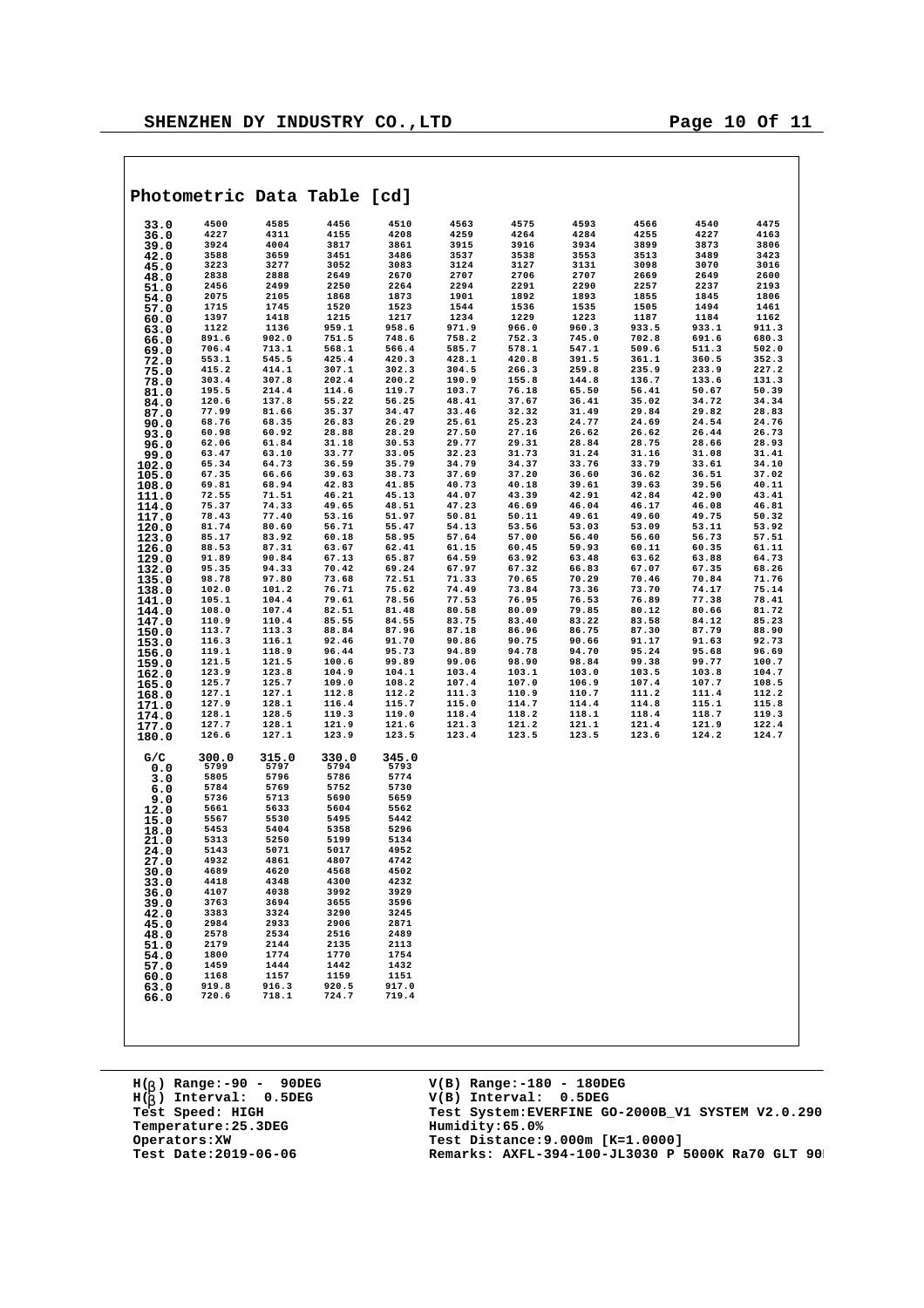## Photometric Data Table [cd]

| | | | | | | | | | | |
|---|---|---|---|---|---|---|---|---|---|---|
| 33.0 | 4500 | 4585 | 4456 | 4510 | 4563 | 4575 | 4593 | 4566 | 4540 | 4475 |
| 36.0 | 4227 | 4311 | 4155 | 4208 | 4259 | 4264 | 4284 | 4255 | 4227 | 4163 |
| 39.0 | 3924 | 4004 | 3817 | 3861 | 3915 | 3916 | 3934 | 3899 | 3873 | 3806 |
| 42.0 | 3588 | 3659 | 3451 | 3486 | 3537 | 3538 | 3553 | 3513 | 3489 | 3423 |
| 45.0 | 3223 | 3277 | 3052 | 3083 | 3124 | 3127 | 3131 | 3098 | 3070 | 3016 |
| 48.0 | 2838 | 2888 | 2649 | 2670 | 2707 | 2706 | 2707 | 2669 | 2649 | 2600 |
| 51.0 | 2456 | 2499 | 2250 | 2264 | 2294 | 2291 | 2290 | 2257 | 2237 | 2193 |
| 54.0 | 2075 | 2105 | 1868 | 1873 | 1901 | 1892 | 1893 | 1855 | 1845 | 1806 |
| 57.0 | 1715 | 1745 | 1520 | 1523 | 1544 | 1536 | 1535 | 1505 | 1494 | 1461 |
| 60.0 | 1397 | 1418 | 1215 | 1217 | 1234 | 1229 | 1223 | 1187 | 1184 | 1162 |
| 63.0 | 1122 | 1136 | 959.1 | 958.6 | 971.9 | 966.0 | 960.3 | 933.5 | 933.1 | 911.3 |
| 66.0 | 891.6 | 902.0 | 751.5 | 748.6 | 758.2 | 752.3 | 745.0 | 702.8 | 691.6 | 680.3 |
| 69.0 | 706.4 | 713.1 | 568.1 | 566.4 | 585.7 | 578.1 | 547.1 | 509.6 | 511.3 | 502.0 |
| 72.0 | 553.1 | 545.5 | 425.4 | 420.3 | 428.1 | 420.8 | 391.5 | 361.1 | 360.5 | 352.3 |
| 75.0 | 415.2 | 414.1 | 307.1 | 302.3 | 304.5 | 266.3 | 259.8 | 235.9 | 233.9 | 227.2 |
| 78.0 | 303.4 | 307.8 | 202.4 | 200.2 | 190.9 | 155.8 | 144.8 | 136.7 | 133.6 | 131.3 |
| 81.0 | 195.5 | 214.4 | 114.6 | 119.7 | 103.7 | 76.18 | 65.50 | 56.41 | 50.67 | 50.39 |
| 84.0 | 120.6 | 137.8 | 55.22 | 56.25 | 48.41 | 37.67 | 36.41 | 35.02 | 34.72 | 34.34 |
| 87.0 | 77.99 | 81.66 | 35.37 | 34.47 | 33.46 | 32.32 | 31.49 | 29.84 | 29.82 | 28.83 |
| 90.0 | 68.76 | 68.35 | 26.83 | 26.29 | 25.61 | 25.23 | 24.77 | 24.69 | 24.54 | 24.76 |
| 93.0 | 60.98 | 60.92 | 28.88 | 28.29 | 27.50 | 27.16 | 26.62 | 26.62 | 26.44 | 26.73 |
| 96.0 | 62.06 | 61.84 | 31.18 | 30.53 | 29.77 | 29.31 | 28.84 | 28.75 | 28.66 | 28.93 |
| 99.0 | 63.47 | 63.10 | 33.77 | 33.05 | 32.23 | 31.73 | 31.24 | 31.16 | 31.08 | 31.41 |
| 102.0 | 65.34 | 64.73 | 36.59 | 35.79 | 34.79 | 34.37 | 33.76 | 33.79 | 33.61 | 34.10 |
| 105.0 | 67.35 | 66.66 | 39.63 | 38.73 | 37.69 | 37.20 | 36.60 | 36.62 | 36.51 | 37.02 |
| 108.0 | 69.81 | 68.94 | 42.83 | 41.85 | 40.73 | 40.18 | 39.61 | 39.63 | 39.56 | 40.11 |
| 111.0 | 72.55 | 71.51 | 46.21 | 45.13 | 44.07 | 43.39 | 42.91 | 42.84 | 42.90 | 43.41 |
| 114.0 | 75.37 | 74.33 | 49.65 | 48.51 | 47.23 | 46.69 | 46.04 | 46.17 | 46.08 | 46.81 |
| 117.0 | 78.43 | 77.40 | 53.16 | 51.97 | 50.81 | 50.11 | 49.61 | 49.60 | 49.75 | 50.32 |
| 120.0 | 81.74 | 80.60 | 56.71 | 55.47 | 54.13 | 53.56 | 53.03 | 53.09 | 53.11 | 53.92 |
| 123.0 | 85.17 | 83.92 | 60.18 | 58.95 | 57.64 | 57.00 | 56.40 | 56.60 | 56.73 | 57.51 |
| 126.0 | 88.53 | 87.31 | 63.67 | 62.41 | 61.15 | 60.45 | 59.93 | 60.11 | 60.35 | 61.11 |
| 129.0 | 91.89 | 90.84 | 67.13 | 65.87 | 64.59 | 63.92 | 63.48 | 63.62 | 63.88 | 64.73 |
| 132.0 | 95.35 | 94.33 | 70.42 | 69.24 | 67.97 | 67.32 | 66.83 | 67.07 | 67.35 | 68.26 |
| 135.0 | 98.78 | 97.80 | 73.68 | 72.51 | 71.33 | 70.65 | 70.29 | 70.46 | 70.84 | 71.76 |
| 138.0 | 102.0 | 101.2 | 76.71 | 75.62 | 74.49 | 73.84 | 73.36 | 73.70 | 74.17 | 75.14 |
| 141.0 | 105.1 | 104.4 | 79.61 | 78.56 | 77.53 | 76.95 | 76.53 | 76.89 | 77.38 | 78.41 |
| 144.0 | 108.0 | 107.4 | 82.51 | 81.48 | 80.58 | 80.09 | 79.85 | 80.12 | 80.66 | 81.72 |
| 147.0 | 110.9 | 110.4 | 85.55 | 84.55 | 83.75 | 83.40 | 83.22 | 83.58 | 84.12 | 85.23 |
| 150.0 | 113.7 | 113.3 | 88.84 | 87.96 | 87.18 | 86.96 | 86.75 | 87.30 | 87.79 | 88.90 |
| 153.0 | 116.3 | 116.1 | 92.46 | 91.70 | 90.86 | 90.75 | 90.66 | 91.17 | 91.63 | 92.73 |
| 156.0 | 119.1 | 118.9 | 96.44 | 95.73 | 94.89 | 94.78 | 94.70 | 95.24 | 95.68 | 96.69 |
| 159.0 | 121.5 | 121.5 | 100.6 | 99.89 | 99.06 | 98.90 | 98.84 | 99.38 | 99.77 | 100.7 |
| 162.0 | 123.9 | 123.8 | 104.9 | 104.1 | 103.4 | 103.1 | 103.0 | 103.5 | 103.8 | 104.7 |
| 165.0 | 125.7 | 125.7 | 109.0 | 108.2 | 107.4 | 107.0 | 106.9 | 107.4 | 107.7 | 108.5 |
| 168.0 | 127.1 | 127.1 | 112.8 | 112.2 | 111.3 | 110.9 | 110.7 | 111.2 | 111.4 | 112.2 |
| 171.0 | 127.9 | 128.1 | 116.4 | 115.7 | 115.0 | 114.7 | 114.4 | 114.8 | 115.1 | 115.8 |
| 174.0 | 128.1 | 128.5 | 119.3 | 119.0 | 118.4 | 118.2 | 118.1 | 118.4 | 118.7 | 119.3 |
| 177.0 | 127.7 | 128.1 | 121.9 | 121.6 | 121.3 | 121.2 | 121.1 | 121.4 | 121.9 | 122.4 |
| 180.0 | 126.6 | 127.1 | 123.9 | 123.5 | 123.4 | 123.5 | 123.5 | 123.6 | 124.2 | 124.7 |

| G/C | 300.0 | 315.0 | 330.0 | 345.0 |
|---|---|---|---|---|
| 0.0 | 5799 | 5797 | 5794 | 5793 |
| 3.0 | 5805 | 5796 | 5786 | 5774 |
| 6.0 | 5784 | 5769 | 5752 | 5730 |
| 9.0 | 5736 | 5713 | 5690 | 5659 |
| 12.0 | 5661 | 5633 | 5604 | 5562 |
| 15.0 | 5567 | 5530 | 5495 | 5442 |
| 18.0 | 5453 | 5404 | 5358 | 5296 |
| 21.0 | 5313 | 5250 | 5199 | 5134 |
| 24.0 | 5143 | 5071 | 5017 | 4952 |
| 27.0 | 4932 | 4861 | 4807 | 4742 |
| 30.0 | 4689 | 4620 | 4568 | 4502 |
| 33.0 | 4418 | 4348 | 4300 | 4232 |
| 36.0 | 4107 | 4038 | 3992 | 3929 |
| 39.0 | 3763 | 3694 | 3655 | 3596 |
| 42.0 | 3383 | 3324 | 3290 | 3245 |
| 45.0 | 2984 | 2933 | 2906 | 2871 |
| 48.0 | 2578 | 2534 | 2516 | 2489 |
| 51.0 | 2179 | 2144 | 2135 | 2113 |
| 54.0 | 1800 | 1774 | 1770 | 1754 |
| 57.0 | 1459 | 1444 | 1442 | 1432 |
| 60.0 | 1168 | 1157 | 1159 | 1151 |
| 63.0 | 919.8 | 916.3 | 920.5 | 917.0 |
| 66.0 | 720.6 | 718.1 | 724.7 | 719.4 |

H(β) Range:-90 - 90DEG
H(β) Interval: 0.5DEG
Test Speed: HIGH
Temperature:25.3DEG
Operators:XW
Test Date:2019-06-06

V(B) Range:-180 - 180DEG
V(B) Interval: 0.5DEG
Test System:EVERFINE GO-2000B_V1 SYSTEM V2.0.290
Humidity:65.0%
Test Distance:9.000m [K=1.0000]
Remarks: AXFL-394-100-JL3030 P 5000K Ra70 GLT 90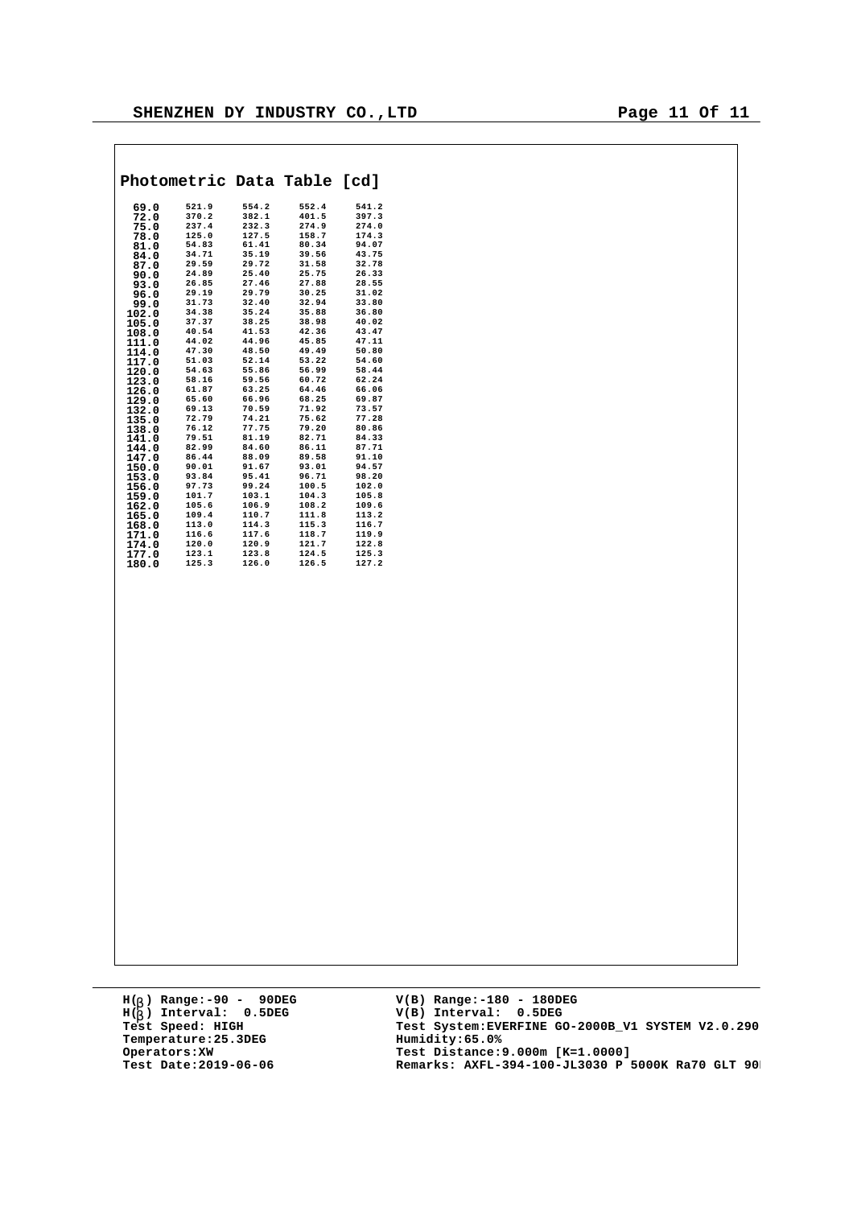## Photometric Data Table [cd]

| | | | | |
|---|---|---|---|---|
| 69.0 | 521.9 | 554.2 | 552.4 | 541.2 |
| 72.0 | 370.2 | 382.1 | 401.5 | 397.3 |
| 75.0 | 237.4 | 232.3 | 274.9 | 274.0 |
| 78.0 | 125.0 | 127.5 | 158.7 | 174.3 |
| 81.0 | 54.83 | 61.41 | 80.34 | 94.07 |
| 84.0 | 34.71 | 35.19 | 39.56 | 43.75 |
| 87.0 | 29.59 | 29.72 | 31.58 | 32.78 |
| 90.0 | 24.89 | 25.40 | 25.75 | 26.33 |
| 93.0 | 26.85 | 27.46 | 27.88 | 28.55 |
| 96.0 | 29.19 | 29.79 | 30.25 | 31.02 |
| 99.0 | 31.73 | 32.40 | 32.94 | 33.80 |
| 102.0 | 34.38 | 35.24 | 35.88 | 36.80 |
| 105.0 | 37.37 | 38.25 | 38.98 | 40.02 |
| 108.0 | 40.54 | 41.53 | 42.36 | 43.47 |
| 111.0 | 44.02 | 44.96 | 45.85 | 47.11 |
| 114.0 | 47.30 | 48.50 | 49.49 | 50.80 |
| 117.0 | 51.03 | 52.14 | 53.22 | 54.60 |
| 120.0 | 54.63 | 55.86 | 56.99 | 58.44 |
| 123.0 | 58.16 | 59.56 | 60.72 | 62.24 |
| 126.0 | 61.87 | 63.25 | 64.46 | 66.06 |
| 129.0 | 65.60 | 66.96 | 68.25 | 69.87 |
| 132.0 | 69.13 | 70.59 | 71.92 | 73.57 |
| 135.0 | 72.79 | 74.21 | 75.62 | 77.28 |
| 138.0 | 76.12 | 77.75 | 79.20 | 80.86 |
| 141.0 | 79.51 | 81.19 | 82.71 | 84.33 |
| 144.0 | 82.99 | 84.60 | 86.11 | 87.71 |
| 147.0 | 86.44 | 88.09 | 89.58 | 91.10 |
| 150.0 | 90.01 | 91.67 | 93.01 | 94.57 |
| 153.0 | 93.84 | 95.41 | 96.71 | 98.20 |
| 156.0 | 97.73 | 99.24 | 100.5 | 102.0 |
| 159.0 | 101.7 | 103.1 | 104.3 | 105.8 |
| 162.0 | 105.6 | 106.9 | 108.2 | 109.6 |
| 165.0 | 109.4 | 110.7 | 111.8 | 113.2 |
| 168.0 | 113.0 | 114.3 | 115.3 | 116.7 |
| 171.0 | 116.6 | 117.6 | 118.7 | 119.9 |
| 174.0 | 120.0 | 120.9 | 121.7 | 122.8 |
| 177.0 | 123.1 | 123.8 | 124.5 | 125.3 |
| 180.0 | 125.3 | 126.0 | 126.5 | 127.2 |

H(β) Range:-90 - 90DEG
H(β) Interval: 0.5DEG
Test Speed: HIGH
Temperature:25.3DEG
Operators:XW
Test Date:2019-06-06

V(B) Range:-180 - 180DEG
V(B) Interval: 0.5DEG
Test System:EVERFINE GO-2000B_V1 SYSTEM V2.0.290
Humidity:65.0%
Test Distance:9.000m [K=1.0000]
Remarks: AXFL-394-100-JL3030 P 5000K Ra70 GLT 90